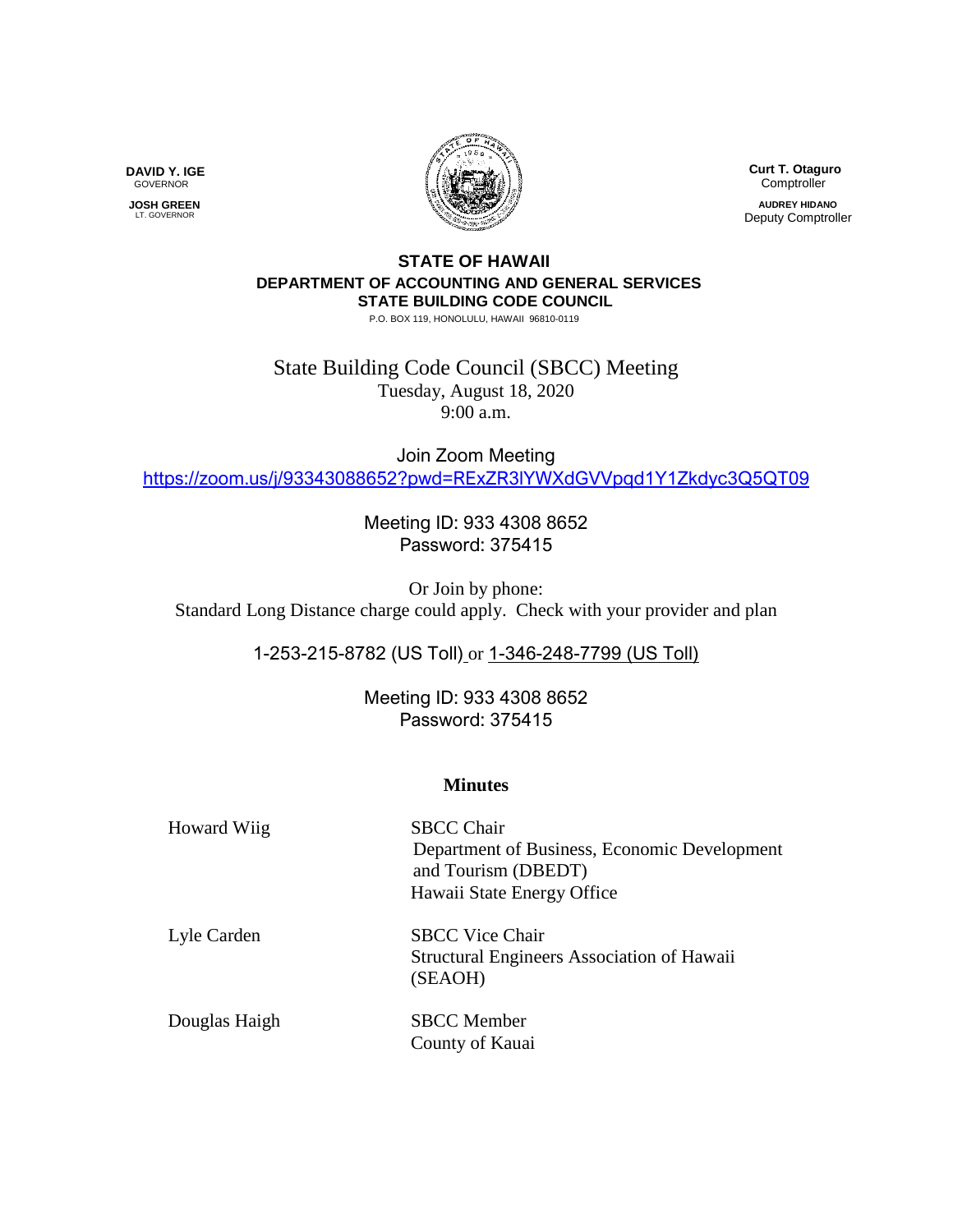**DAVID Y. IGE**
GOVERNOR

**JOSH GREEN**
LT. GOVERNOR

**Curt T. Otaguro**
Comptroller

**AUDREY HIDANO**
Deputy Comptroller

**STATE OF HAWAII**
**DEPARTMENT OF ACCOUNTING AND GENERAL SERVICES**
**STATE BUILDING CODE COUNCIL**
P.O. BOX 119, HONOLULU, HAWAII 96810-0119

# State Building Code Council (SBCC) Meeting

Tuesday, August 18, 2020
9:00 a.m.

Join Zoom Meeting
https://zoom.us/j/93343088652?pwd=RExZR3lYWXdGVVpqd1Y1Zkdyc3Q5QT09

Meeting ID: 933 4308 8652
Password: 375415

Or Join by phone:
Standard Long Distance charge could apply. Check with your provider and plan

1-253-215-8782 (US Toll) or 1-346-248-7799 (US Toll)

Meeting ID: 933 4308 8652
Password: 375415

## Minutes

| | |
|---|---|
| Howard Wiig | SBCC Chair<br>Department of Business, Economic Development and Tourism (DBEDT)<br>Hawaii State Energy Office |
| Lyle Carden | SBCC Vice Chair<br>Structural Engineers Association of Hawaii (SEAOH) |
| Douglas Haigh | SBCC Member<br>County of Kauai |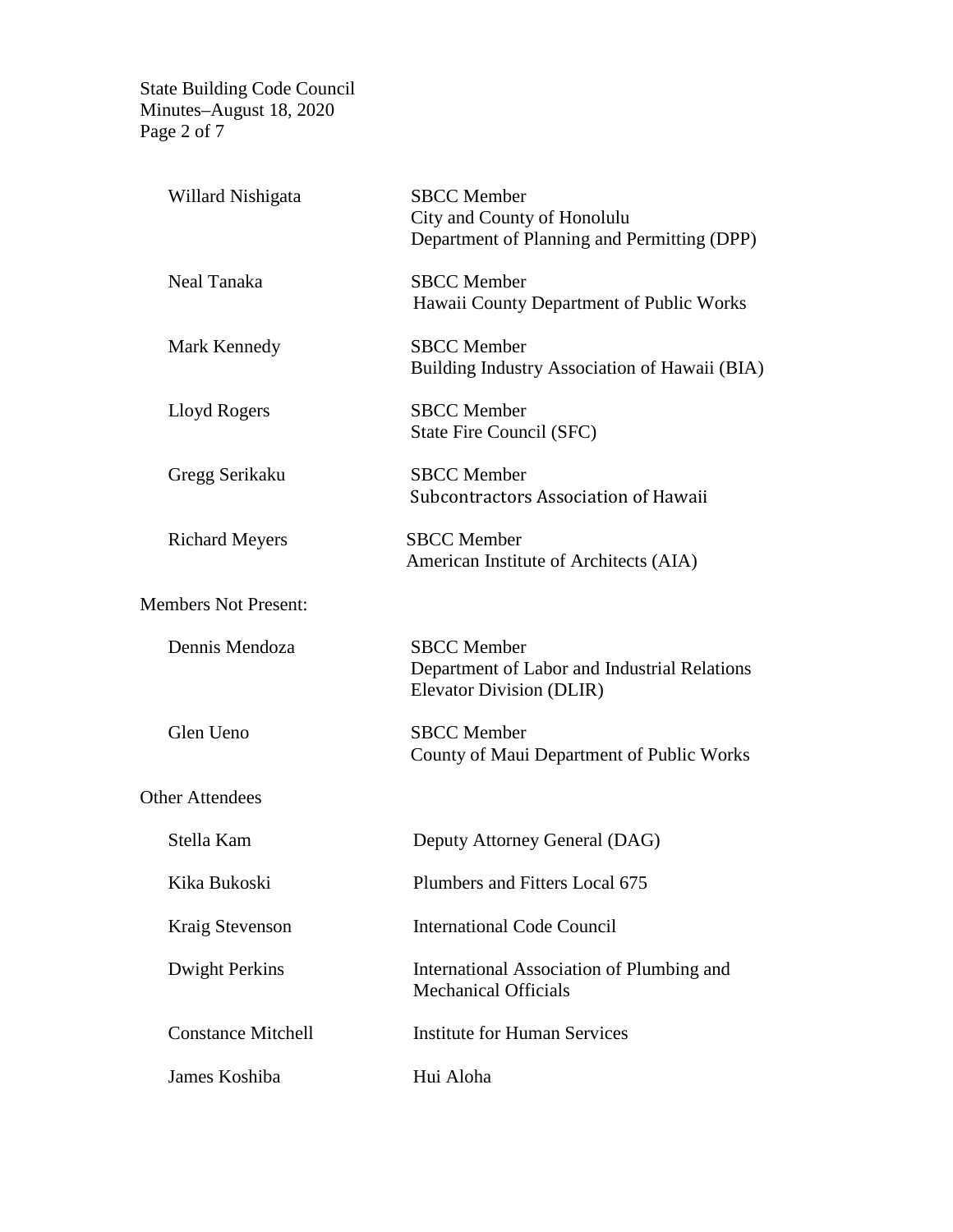| | |
|---|---|
| Willard Nishigata | SBCC Member<br>City and County of Honolulu<br>Department of Planning and Permitting (DPP) |
| Neal Tanaka | SBCC Member<br>Hawaii County Department of Public Works |
| Mark Kennedy | SBCC Member<br>Building Industry Association of Hawaii (BIA) |
| Lloyd Rogers | SBCC Member<br>State Fire Council (SFC) |
| Gregg Serikaku | SBCC Member<br>Subcontractors Association of Hawaii |
| Richard Meyers | SBCC Member<br>American Institute of Architects (AIA) |

Members Not Present:

| | |
|---|---|
| Dennis Mendoza | SBCC Member<br>Department of Labor and Industrial Relations<br>Elevator Division (DLIR) |
| Glen Ueno | SBCC Member<br>County of Maui Department of Public Works |

Other Attendees

| | |
|---|---|
| Stella Kam | Deputy Attorney General (DAG) |
| Kika Bukoski | Plumbers and Fitters Local 675 |
| Kraig Stevenson | International Code Council |
| Dwight Perkins | International Association of Plumbing and Mechanical Officials |
| Constance Mitchell | Institute for Human Services |
| James Koshiba | Hui Aloha |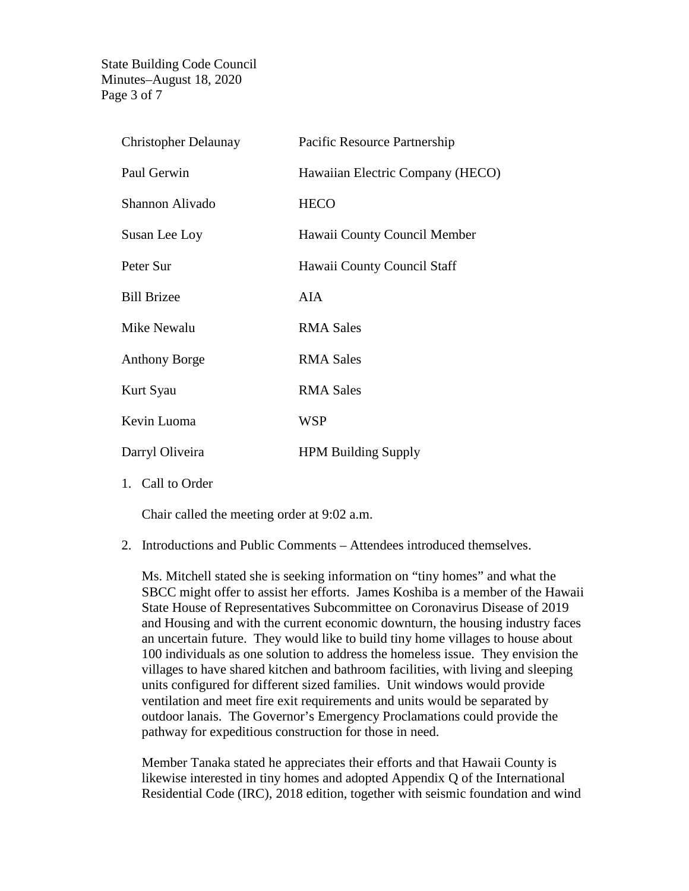| | |
|---|---|
| Christopher Delaunay | Pacific Resource Partnership |
| Paul Gerwin | Hawaiian Electric Company (HECO) |
| Shannon Alivado | HECO |
| Susan Lee Loy | Hawaii County Council Member |
| Peter Sur | Hawaii County Council Staff |
| Bill Brizee | AIA |
| Mike Newalu | RMA Sales |
| Anthony Borge | RMA Sales |
| Kurt Syau | RMA Sales |
| Kevin Luoma | WSP |
| Darryl Oliveira | HPM Building Supply |

1. Call to Order

   Chair called the meeting order at 9:02 a.m.

2. Introductions and Public Comments – Attendees introduced themselves.

   Ms. Mitchell stated she is seeking information on "tiny homes" and what the SBCC might offer to assist her efforts. James Koshiba is a member of the Hawaii State House of Representatives Subcommittee on Coronavirus Disease of 2019 and Housing and with the current economic downturn, the housing industry faces an uncertain future. They would like to build tiny home villages to house about 100 individuals as one solution to address the homeless issue. They envision the villages to have shared kitchen and bathroom facilities, with living and sleeping units configured for different sized families. Unit windows would provide ventilation and meet fire exit requirements and units would be separated by outdoor lanais. The Governor's Emergency Proclamations could provide the pathway for expeditious construction for those in need.

   Member Tanaka stated he appreciates their efforts and that Hawaii County is likewise interested in tiny homes and adopted Appendix Q of the International Residential Code (IRC), 2018 edition, together with seismic foundation and wind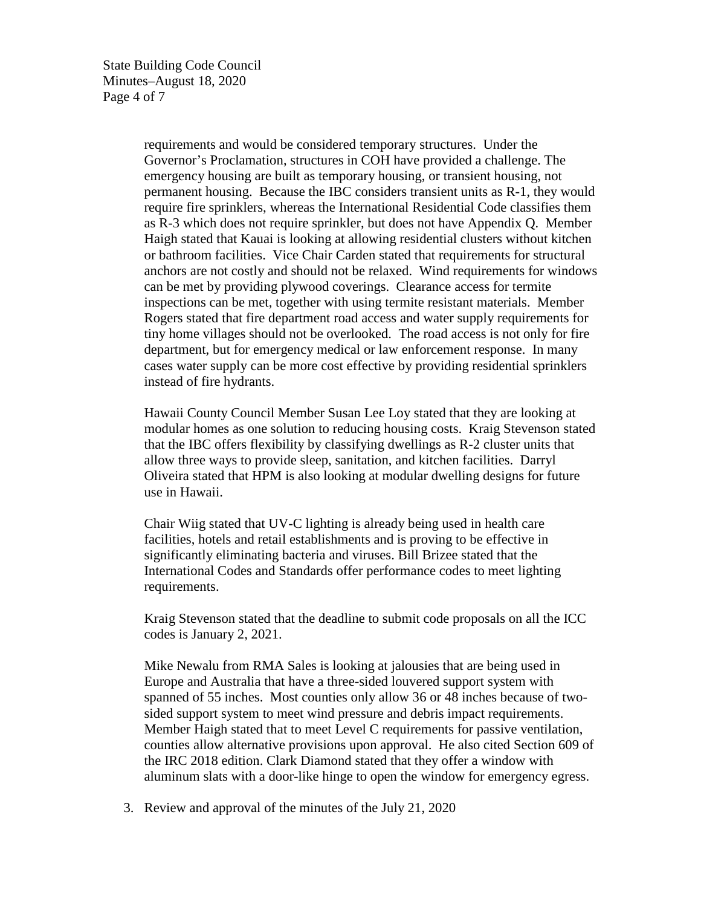requirements and would be considered temporary structures. Under the Governor's Proclamation, structures in COH have provided a challenge. The emergency housing are built as temporary housing, or transient housing, not permanent housing. Because the IBC considers transient units as R-1, they would require fire sprinklers, whereas the International Residential Code classifies them as R-3 which does not require sprinkler, but does not have Appendix Q. Member Haigh stated that Kauai is looking at allowing residential clusters without kitchen or bathroom facilities. Vice Chair Carden stated that requirements for structural anchors are not costly and should not be relaxed. Wind requirements for windows can be met by providing plywood coverings. Clearance access for termite inspections can be met, together with using termite resistant materials. Member Rogers stated that fire department road access and water supply requirements for tiny home villages should not be overlooked. The road access is not only for fire department, but for emergency medical or law enforcement response. In many cases water supply can be more cost effective by providing residential sprinklers instead of fire hydrants.

Hawaii County Council Member Susan Lee Loy stated that they are looking at modular homes as one solution to reducing housing costs. Kraig Stevenson stated that the IBC offers flexibility by classifying dwellings as R-2 cluster units that allow three ways to provide sleep, sanitation, and kitchen facilities. Darryl Oliveira stated that HPM is also looking at modular dwelling designs for future use in Hawaii.

Chair Wiig stated that UV-C lighting is already being used in health care facilities, hotels and retail establishments and is proving to be effective in significantly eliminating bacteria and viruses. Bill Brizee stated that the International Codes and Standards offer performance codes to meet lighting requirements.

Kraig Stevenson stated that the deadline to submit code proposals on all the ICC codes is January 2, 2021.

Mike Newalu from RMA Sales is looking at jalousies that are being used in Europe and Australia that have a three-sided louvered support system with spanned of 55 inches. Most counties only allow 36 or 48 inches because of two-sided support system to meet wind pressure and debris impact requirements. Member Haigh stated that to meet Level C requirements for passive ventilation, counties allow alternative provisions upon approval. He also cited Section 609 of the IRC 2018 edition. Clark Diamond stated that they offer a window with aluminum slats with a door-like hinge to open the window for emergency egress.

3. Review and approval of the minutes of the July 21, 2020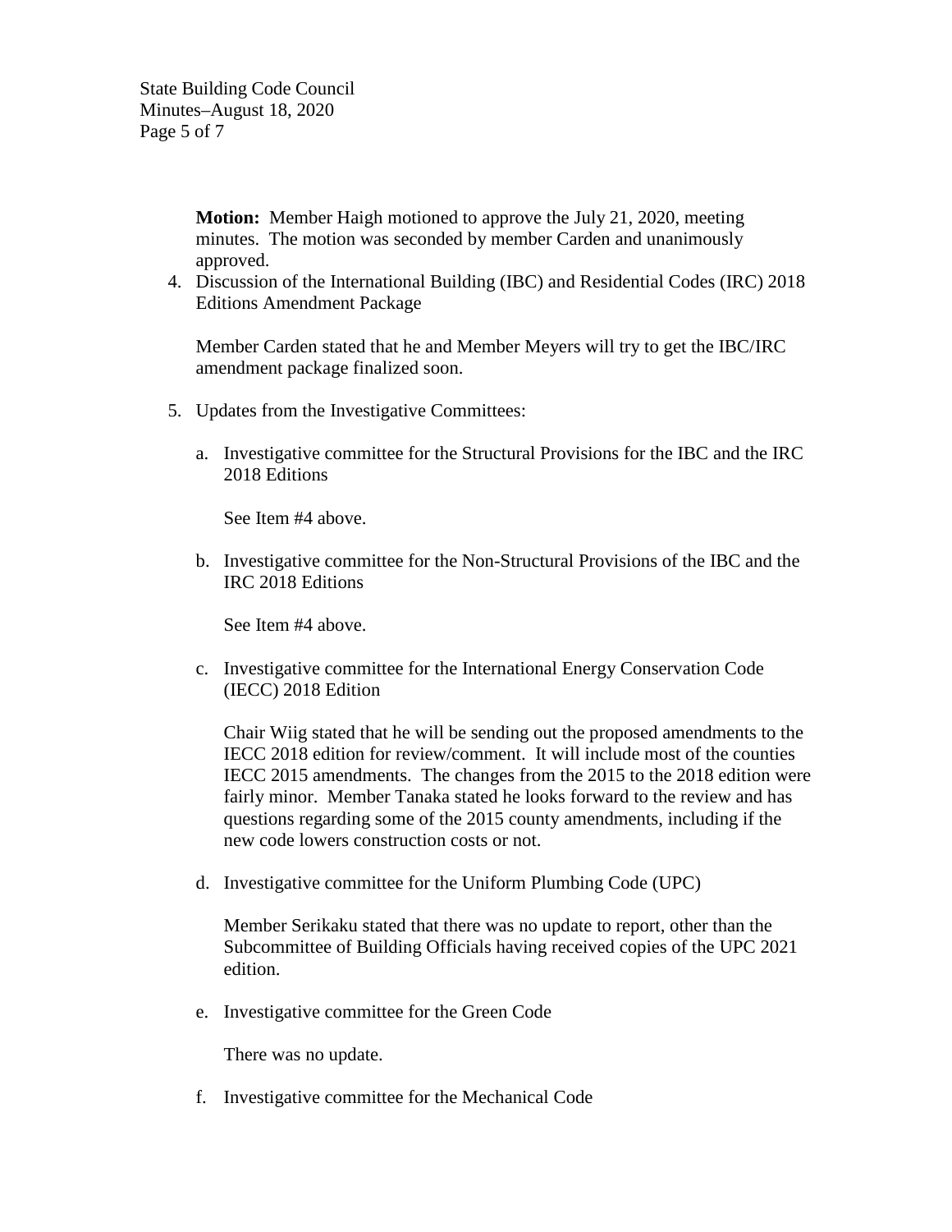**Motion:** Member Haigh motioned to approve the July 21, 2020, meeting minutes. The motion was seconded by member Carden and unanimously approved.

4. Discussion of the International Building (IBC) and Residential Codes (IRC) 2018 Editions Amendment Package

   Member Carden stated that he and Member Meyers will try to get the IBC/IRC amendment package finalized soon.

5. Updates from the Investigative Committees:

   a. Investigative committee for the Structural Provisions for the IBC and the IRC 2018 Editions

      See Item #4 above.

   b. Investigative committee for the Non-Structural Provisions of the IBC and the IRC 2018 Editions

      See Item #4 above.

   c. Investigative committee for the International Energy Conservation Code (IECC) 2018 Edition

      Chair Wiig stated that he will be sending out the proposed amendments to the IECC 2018 edition for review/comment. It will include most of the counties IECC 2015 amendments. The changes from the 2015 to the 2018 edition were fairly minor. Member Tanaka stated he looks forward to the review and has questions regarding some of the 2015 county amendments, including if the new code lowers construction costs or not.

   d. Investigative committee for the Uniform Plumbing Code (UPC)

      Member Serikaku stated that there was no update to report, other than the Subcommittee of Building Officials having received copies of the UPC 2021 edition.

   e. Investigative committee for the Green Code

      There was no update.

   f. Investigative committee for the Mechanical Code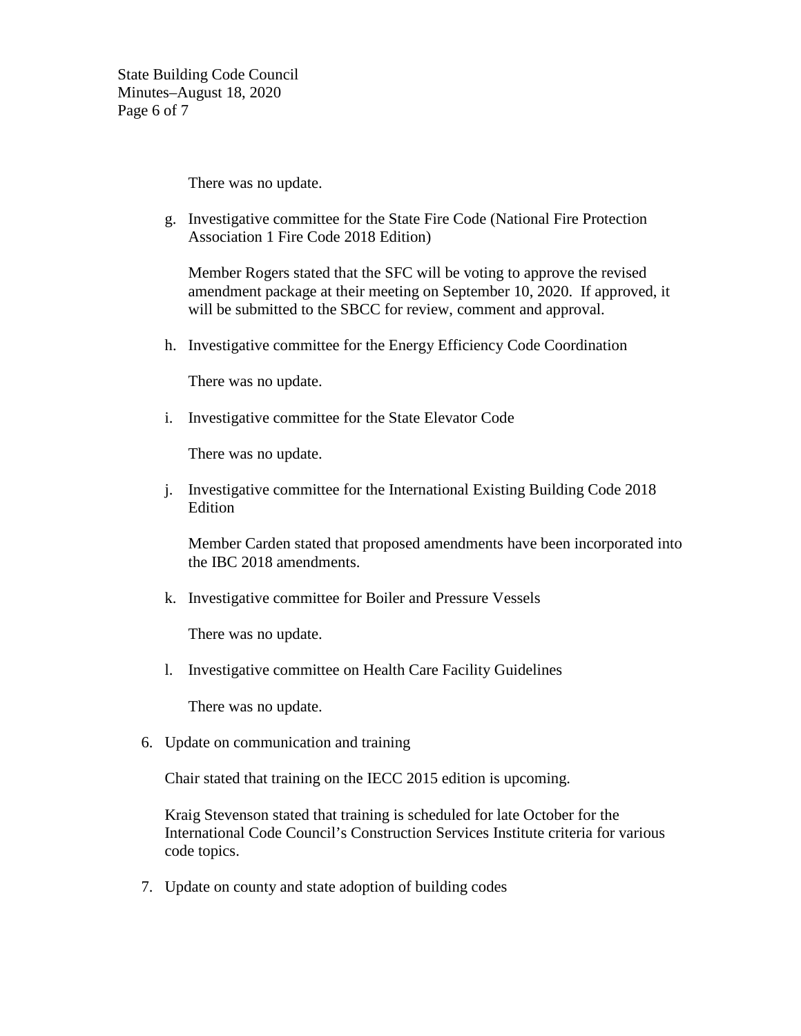There was no update.

g. Investigative committee for the State Fire Code (National Fire Protection Association 1 Fire Code 2018 Edition)

   Member Rogers stated that the SFC will be voting to approve the revised amendment package at their meeting on September 10, 2020. If approved, it will be submitted to the SBCC for review, comment and approval.

h. Investigative committee for the Energy Efficiency Code Coordination

   There was no update.

i. Investigative committee for the State Elevator Code

   There was no update.

j. Investigative committee for the International Existing Building Code 2018 Edition

   Member Carden stated that proposed amendments have been incorporated into the IBC 2018 amendments.

k. Investigative committee for Boiler and Pressure Vessels

   There was no update.

l. Investigative committee on Health Care Facility Guidelines

   There was no update.

6. Update on communication and training

   Chair stated that training on the IECC 2015 edition is upcoming.

   Kraig Stevenson stated that training is scheduled for late October for the International Code Council's Construction Services Institute criteria for various code topics.

7. Update on county and state adoption of building codes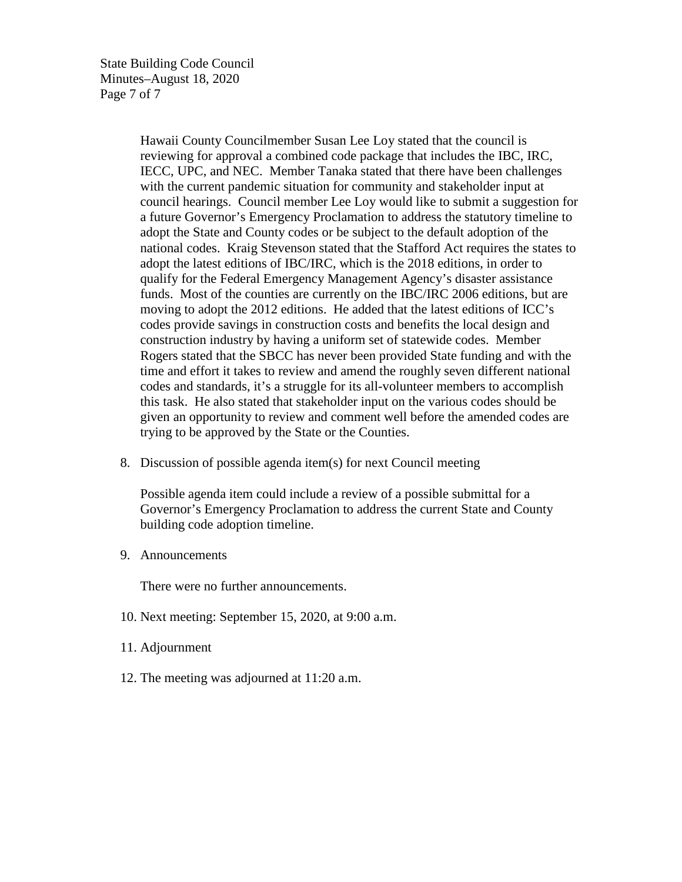Hawaii County Councilmember Susan Lee Loy stated that the council is reviewing for approval a combined code package that includes the IBC, IRC, IECC, UPC, and NEC. Member Tanaka stated that there have been challenges with the current pandemic situation for community and stakeholder input at council hearings. Council member Lee Loy would like to submit a suggestion for a future Governor's Emergency Proclamation to address the statutory timeline to adopt the State and County codes or be subject to the default adoption of the national codes. Kraig Stevenson stated that the Stafford Act requires the states to adopt the latest editions of IBC/IRC, which is the 2018 editions, in order to qualify for the Federal Emergency Management Agency's disaster assistance funds. Most of the counties are currently on the IBC/IRC 2006 editions, but are moving to adopt the 2012 editions. He added that the latest editions of ICC's codes provide savings in construction costs and benefits the local design and construction industry by having a uniform set of statewide codes. Member Rogers stated that the SBCC has never been provided State funding and with the time and effort it takes to review and amend the roughly seven different national codes and standards, it's a struggle for its all-volunteer members to accomplish this task. He also stated that stakeholder input on the various codes should be given an opportunity to review and comment well before the amended codes are trying to be approved by the State or the Counties.

8. Discussion of possible agenda item(s) for next Council meeting

   Possible agenda item could include a review of a possible submittal for a Governor's Emergency Proclamation to address the current State and County building code adoption timeline.

9. Announcements

   There were no further announcements.

10. Next meeting: September 15, 2020, at 9:00 a.m.

11. Adjournment

12. The meeting was adjourned at 11:20 a.m.